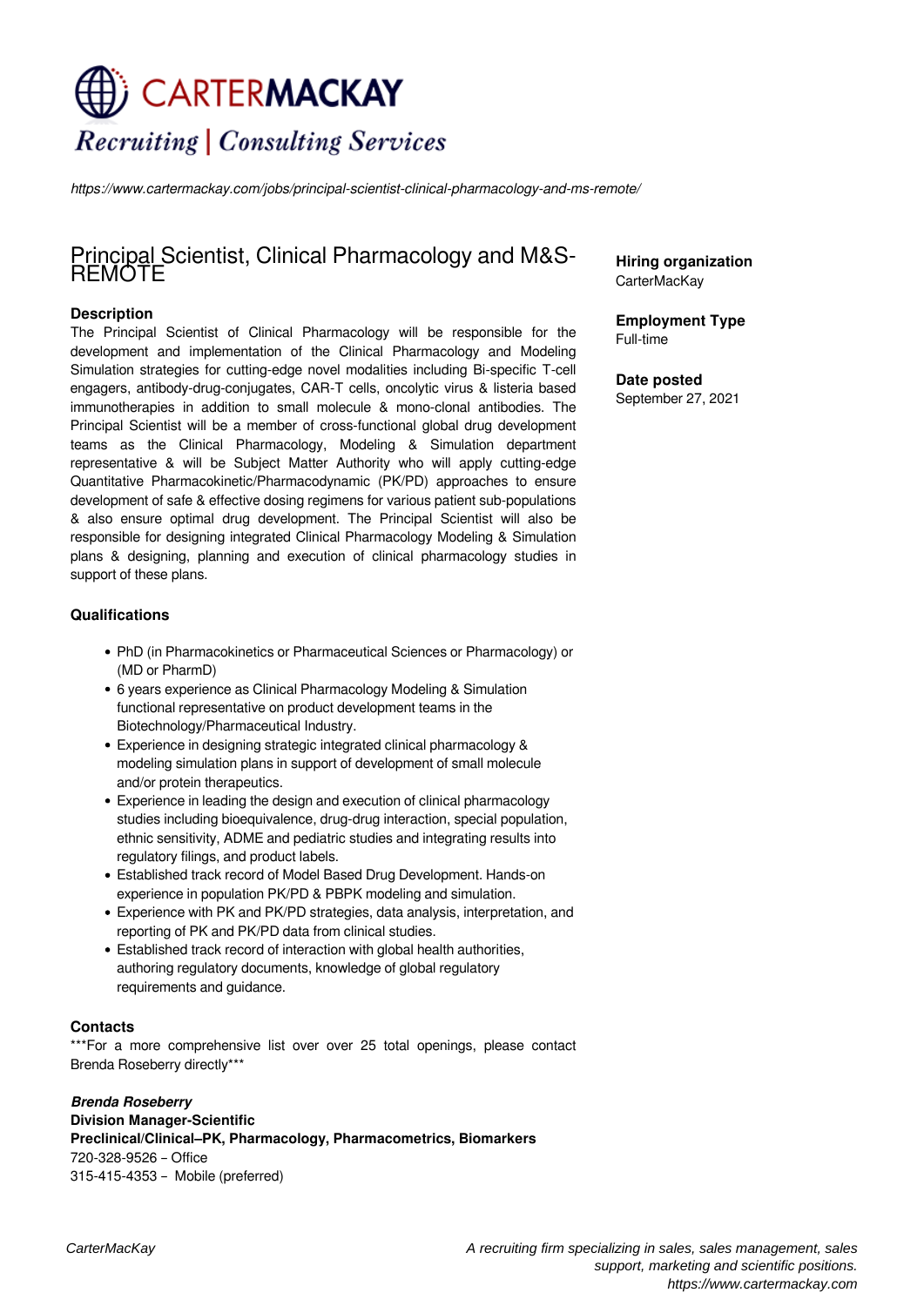# CARTERMACKAY

*Recruiting | Consulting Services*

*https://www.cartermackay.com/jobs/principal-scientist-clinical-pharmacology-and-ms-remote/*

## Principal Scientist, Clinical Pharmacology and M&S-REMOTE

**Hiring organization**
CarterMacKay

**Employment Type**
Full-time

**Date posted**
September 27, 2021

### Description

The Principal Scientist of Clinical Pharmacology will be responsible for the development and implementation of the Clinical Pharmacology and Modeling Simulation strategies for cutting-edge novel modalities including Bi-specific T-cell engagers, antibody-drug-conjugates, CAR-T cells, oncolytic virus & listeria based immunotherapies in addition to small molecule & mono-clonal antibodies. The Principal Scientist will be a member of cross-functional global drug development teams as the Clinical Pharmacology, Modeling & Simulation department representative & will be Subject Matter Authority who will apply cutting-edge Quantitative Pharmacokinetic/Pharmacodynamic (PK/PD) approaches to ensure development of safe & effective dosing regimens for various patient sub-populations & also ensure optimal drug development. The Principal Scientist will also be responsible for designing integrated Clinical Pharmacology Modeling & Simulation plans & designing, planning and execution of clinical pharmacology studies in support of these plans.

### Qualifications

- PhD (in Pharmacokinetics or Pharmaceutical Sciences or Pharmacology) or (MD or PharmD)
- 6 years experience as Clinical Pharmacology Modeling & Simulation functional representative on product development teams in the Biotechnology/Pharmaceutical Industry.
- Experience in designing strategic integrated clinical pharmacology & modeling simulation plans in support of development of small molecule and/or protein therapeutics.
- Experience in leading the design and execution of clinical pharmacology studies including bioequivalence, drug-drug interaction, special population, ethnic sensitivity, ADME and pediatric studies and integrating results into regulatory filings, and product labels.
- Established track record of Model Based Drug Development. Hands-on experience in population PK/PD & PBPK modeling and simulation.
- Experience with PK and PK/PD strategies, data analysis, interpretation, and reporting of PK and PK/PD data from clinical studies.
- Established track record of interaction with global health authorities, authoring regulatory documents, knowledge of global regulatory requirements and guidance.

### Contacts

***For a more comprehensive list over over 25 total openings, please contact Brenda Roseberry directly***

***Brenda Roseberry***
**Division Manager-Scientific**
**Preclinical/Clinical–PK, Pharmacology, Pharmacometrics, Biomarkers**
720-328-9526 – Office
315-415-4353 – Mobile (preferred)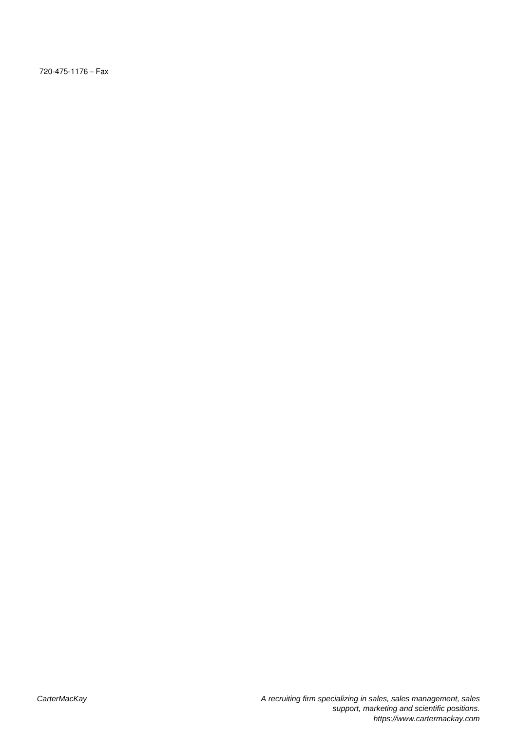720-475-1176 – Fax